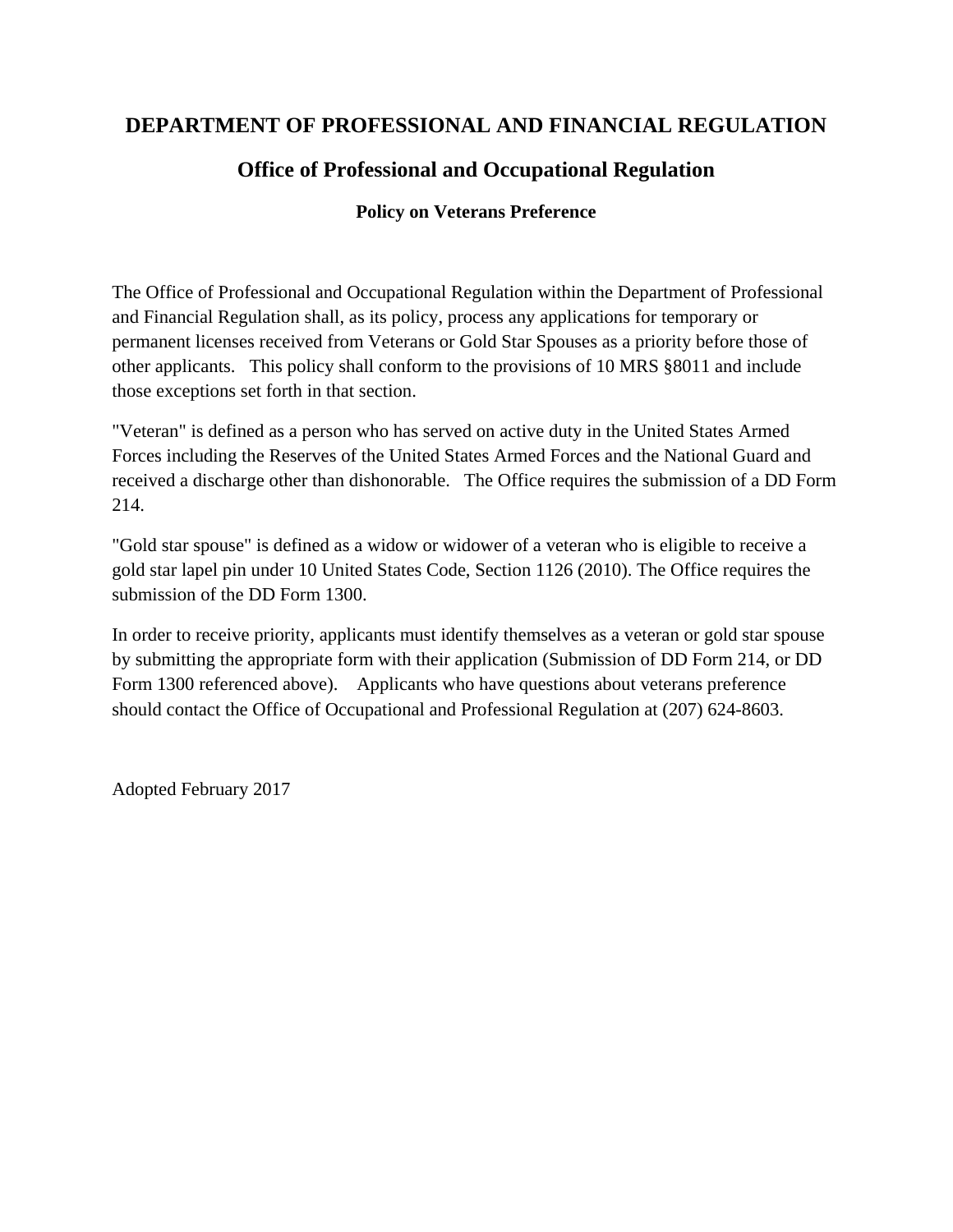# DEPARTMENT OF PROFESSIONAL AND FINANCIAL REGULATION

## Office of Professional and Occupational Regulation

### Policy on Veterans Preference

The Office of Professional and Occupational Regulation within the Department of Professional and Financial Regulation shall, as its policy, process any applications for temporary or permanent licenses received from Veterans or Gold Star Spouses as a priority before those of other applicants. This policy shall conform to the provisions of 10 MRS §8011 and include those exceptions set forth in that section.

"Veteran" is defined as a person who has served on active duty in the United States Armed Forces including the Reserves of the United States Armed Forces and the National Guard and received a discharge other than dishonorable. The Office requires the submission of a DD Form 214.

"Gold star spouse" is defined as a widow or widower of a veteran who is eligible to receive a gold star lapel pin under 10 United States Code, Section 1126 (2010). The Office requires the submission of the DD Form 1300.

In order to receive priority, applicants must identify themselves as a veteran or gold star spouse by submitting the appropriate form with their application (Submission of DD Form 214, or DD Form 1300 referenced above). Applicants who have questions about veterans preference should contact the Office of Occupational and Professional Regulation at (207) 624-8603.

Adopted February 2017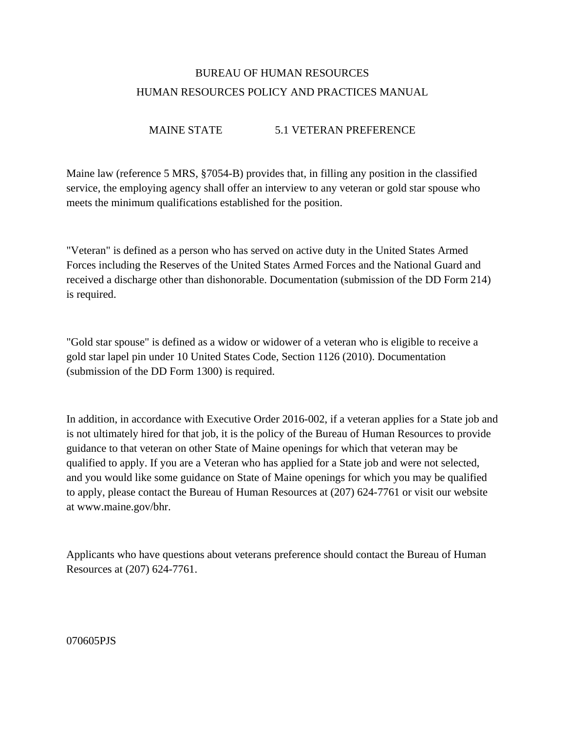BUREAU OF HUMAN RESOURCES

HUMAN RESOURCES POLICY AND PRACTICES MANUAL

MAINE STATE 5.1 VETERAN PREFERENCE

Maine law (reference 5 MRS, §7054-B) provides that, in filling any position in the classified service, the employing agency shall offer an interview to any veteran or gold star spouse who meets the minimum qualifications established for the position.

"Veteran" is defined as a person who has served on active duty in the United States Armed Forces including the Reserves of the United States Armed Forces and the National Guard and received a discharge other than dishonorable. Documentation (submission of the DD Form 214) is required.

"Gold star spouse" is defined as a widow or widower of a veteran who is eligible to receive a gold star lapel pin under 10 United States Code, Section 1126 (2010). Documentation (submission of the DD Form 1300) is required.

In addition, in accordance with Executive Order 2016-002, if a veteran applies for a State job and is not ultimately hired for that job, it is the policy of the Bureau of Human Resources to provide guidance to that veteran on other State of Maine openings for which that veteran may be qualified to apply. If you are a Veteran who has applied for a State job and were not selected, and you would like some guidance on State of Maine openings for which you may be qualified to apply, please contact the Bureau of Human Resources at (207) 624-7761 or visit our website at www.maine.gov/bhr.

Applicants who have questions about veterans preference should contact the Bureau of Human Resources at (207) 624-7761.

070605PJS